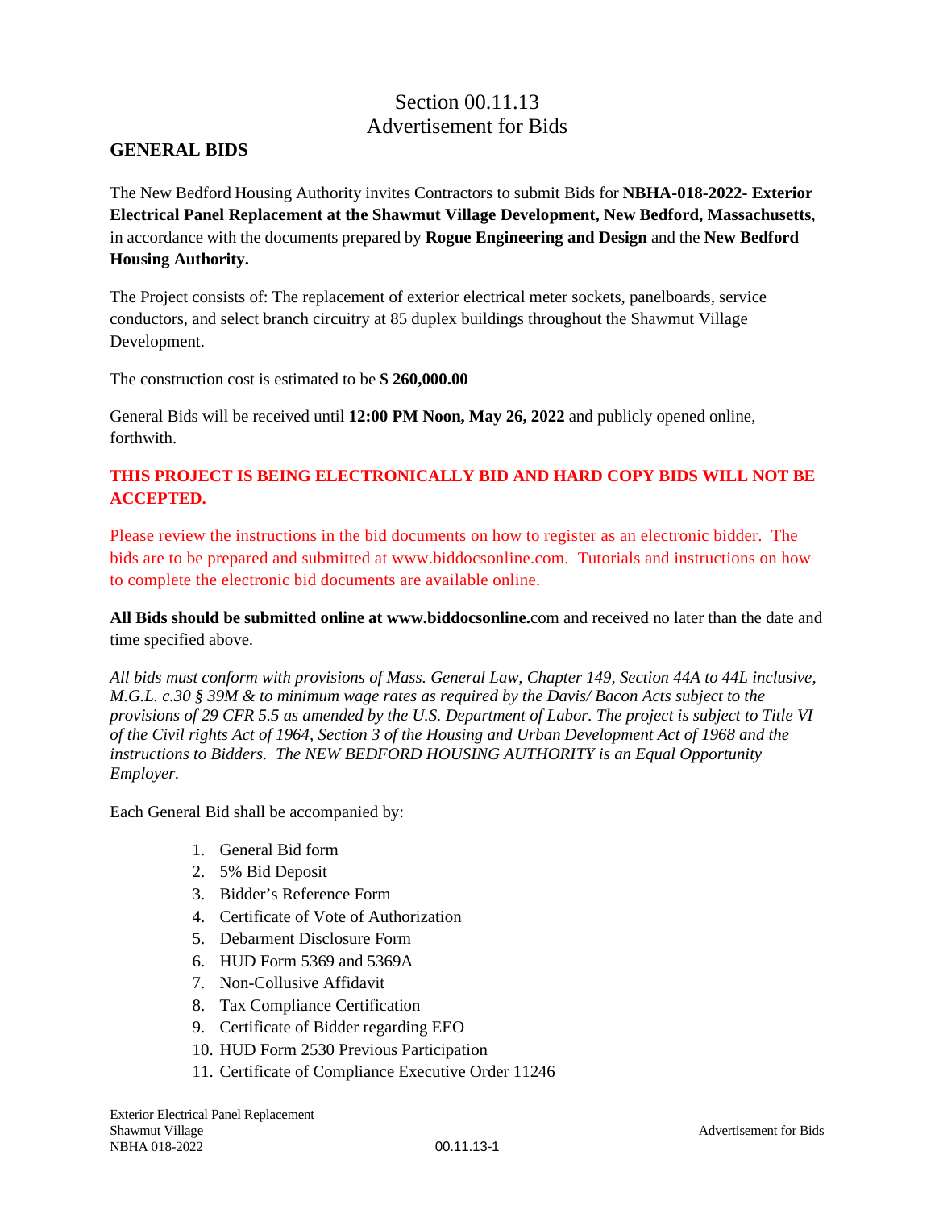# Section 00.11.13
# Advertisement for Bids

## GENERAL BIDS

The New Bedford Housing Authority invites Contractors to submit Bids for **NBHA-018-2022- Exterior Electrical Panel Replacement at the Shawmut Village Development, New Bedford, Massachusetts**, in accordance with the documents prepared by **Rogue Engineering and Design** and the **New Bedford Housing Authority.**

The Project consists of: The replacement of exterior electrical meter sockets, panelboards, service conductors, and select branch circuitry at 85 duplex buildings throughout the Shawmut Village Development.

The construction cost is estimated to be **$ 260,000.00**

General Bids will be received until **12:00 PM Noon, May 26, 2022** and publicly opened online, forthwith.

**THIS PROJECT IS BEING ELECTRONICALLY BID AND HARD COPY BIDS WILL NOT BE ACCEPTED.**

Please review the instructions in the bid documents on how to register as an electronic bidder. The bids are to be prepared and submitted at www.biddocsonline.com. Tutorials and instructions on how to complete the electronic bid documents are available online.

**All Bids should be submitted online at www.biddocsonline.**com and received no later than the date and time specified above.

*All bids must conform with provisions of Mass. General Law, Chapter 149, Section 44A to 44L inclusive, M.G.L. c.30 § 39M & to minimum wage rates as required by the Davis/ Bacon Acts subject to the provisions of 29 CFR 5.5 as amended by the U.S. Department of Labor. The project is subject to Title VI of the Civil rights Act of 1964, Section 3 of the Housing and Urban Development Act of 1968 and the instructions to Bidders. The NEW BEDFORD HOUSING AUTHORITY is an Equal Opportunity Employer.*

Each General Bid shall be accompanied by:

1. General Bid form
2. 5% Bid Deposit
3. Bidder's Reference Form
4. Certificate of Vote of Authorization
5. Debarment Disclosure Form
6. HUD Form 5369 and 5369A
7. Non-Collusive Affidavit
8. Tax Compliance Certification
9. Certificate of Bidder regarding EEO
10. HUD Form 2530 Previous Participation
11. Certificate of Compliance Executive Order 11246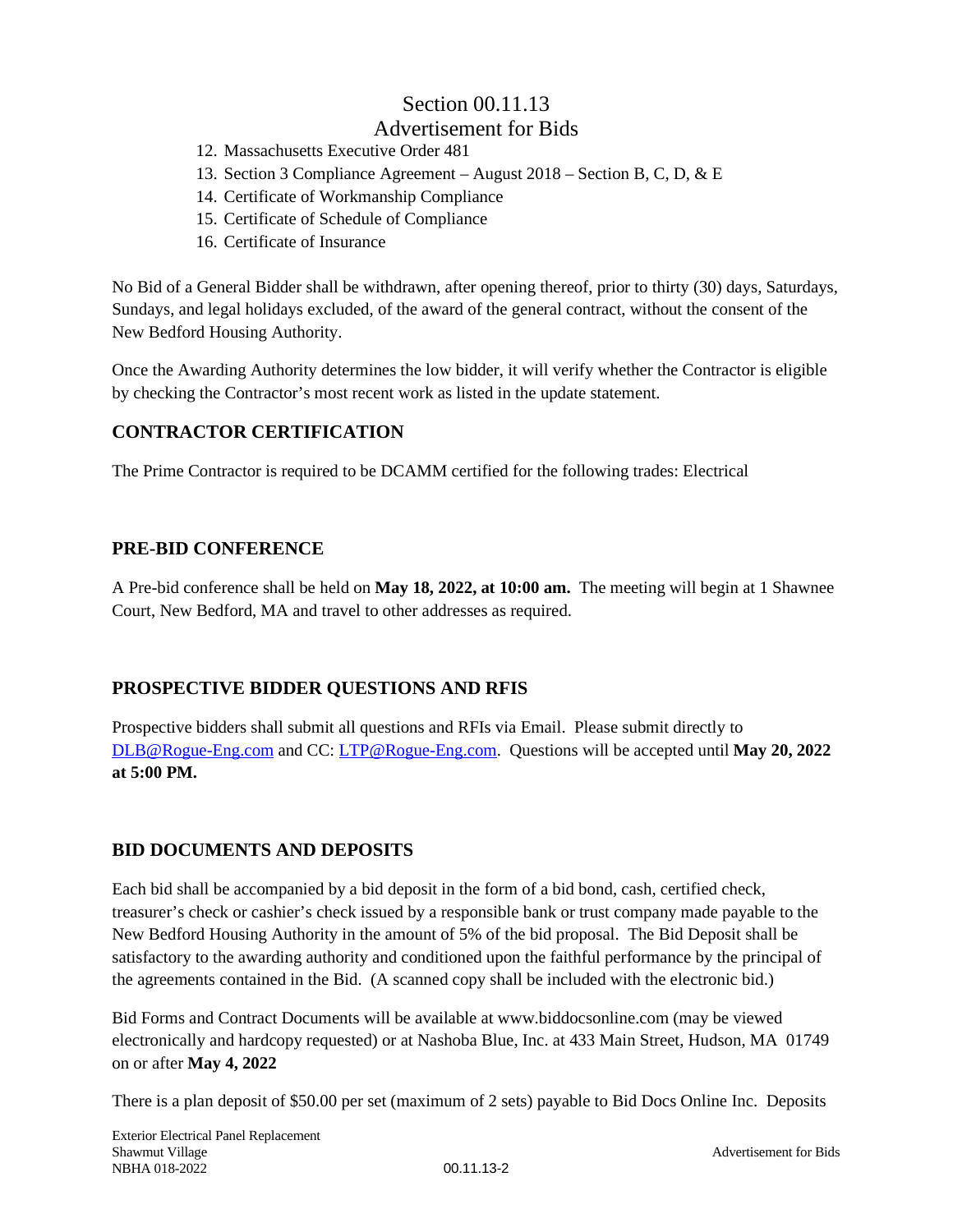# Section 00.11.13
# Advertisement for Bids

12. Massachusetts Executive Order 481
13. Section 3 Compliance Agreement – August 2018 – Section B, C, D, & E
14. Certificate of Workmanship Compliance
15. Certificate of Schedule of Compliance
16. Certificate of Insurance

No Bid of a General Bidder shall be withdrawn, after opening thereof, prior to thirty (30) days, Saturdays, Sundays, and legal holidays excluded, of the award of the general contract, without the consent of the New Bedford Housing Authority.

Once the Awarding Authority determines the low bidder, it will verify whether the Contractor is eligible by checking the Contractor's most recent work as listed in the update statement.

## CONTRACTOR CERTIFICATION

The Prime Contractor is required to be DCAMM certified for the following trades: Electrical

## PRE-BID CONFERENCE

A Pre-bid conference shall be held on **May 18, 2022, at 10:00 am.** The meeting will begin at 1 Shawnee Court, New Bedford, MA and travel to other addresses as required.

## PROSPECTIVE BIDDER QUESTIONS AND RFIS

Prospective bidders shall submit all questions and RFIs via Email. Please submit directly to DLB@Rogue-Eng.com and CC: LTP@Rogue-Eng.com. Questions will be accepted until **May 20, 2022 at 5:00 PM.**

## BID DOCUMENTS AND DEPOSITS

Each bid shall be accompanied by a bid deposit in the form of a bid bond, cash, certified check, treasurer's check or cashier's check issued by a responsible bank or trust company made payable to the New Bedford Housing Authority in the amount of 5% of the bid proposal. The Bid Deposit shall be satisfactory to the awarding authority and conditioned upon the faithful performance by the principal of the agreements contained in the Bid. (A scanned copy shall be included with the electronic bid.)

Bid Forms and Contract Documents will be available at www.biddocsonline.com (may be viewed electronically and hardcopy requested) or at Nashoba Blue, Inc. at 433 Main Street, Hudson, MA 01749 on or after **May 4, 2022**

There is a plan deposit of $50.00 per set (maximum of 2 sets) payable to Bid Docs Online Inc. Deposits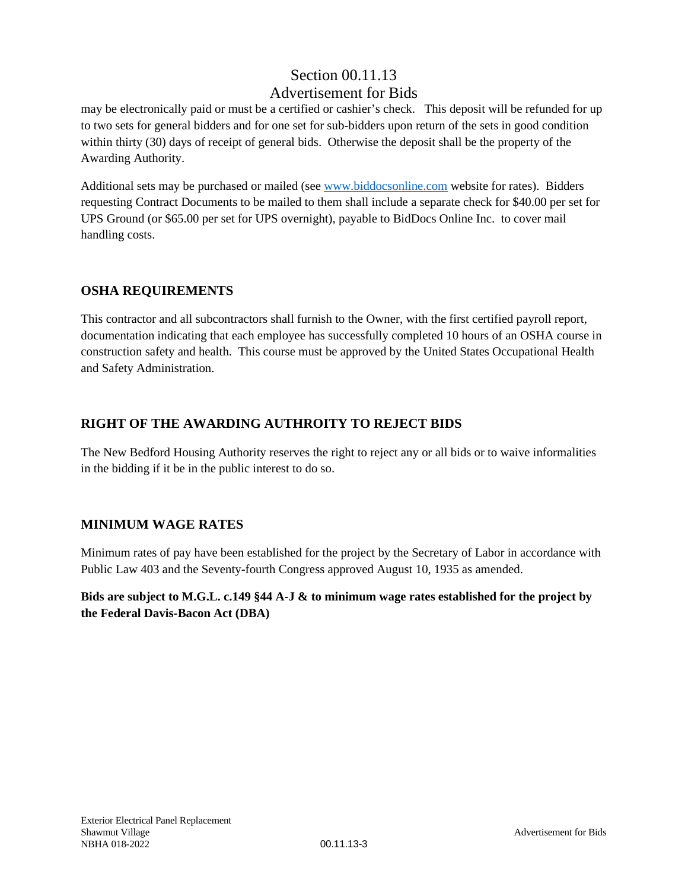may be electronically paid or must be a certified or cashier's check. This deposit will be refunded for up to two sets for general bidders and for one set for sub-bidders upon return of the sets in good condition within thirty (30) days of receipt of general bids. Otherwise the deposit shall be the property of the Awarding Authority.

Additional sets may be purchased or mailed (see www.biddocsonline.com website for rates). Bidders requesting Contract Documents to be mailed to them shall include a separate check for $40.00 per set for UPS Ground (or $65.00 per set for UPS overnight), payable to BidDocs Online Inc. to cover mail handling costs.

## OSHA REQUIREMENTS

This contractor and all subcontractors shall furnish to the Owner, with the first certified payroll report, documentation indicating that each employee has successfully completed 10 hours of an OSHA course in construction safety and health. This course must be approved by the United States Occupational Health and Safety Administration.

## RIGHT OF THE AWARDING AUTHROITY TO REJECT BIDS

The New Bedford Housing Authority reserves the right to reject any or all bids or to waive informalities in the bidding if it be in the public interest to do so.

## MINIMUM WAGE RATES

Minimum rates of pay have been established for the project by the Secretary of Labor in accordance with Public Law 403 and the Seventy-fourth Congress approved August 10, 1935 as amended.

**Bids are subject to M.G.L. c.149 §44 A-J & to minimum wage rates established for the project by the Federal Davis-Bacon Act (DBA)**